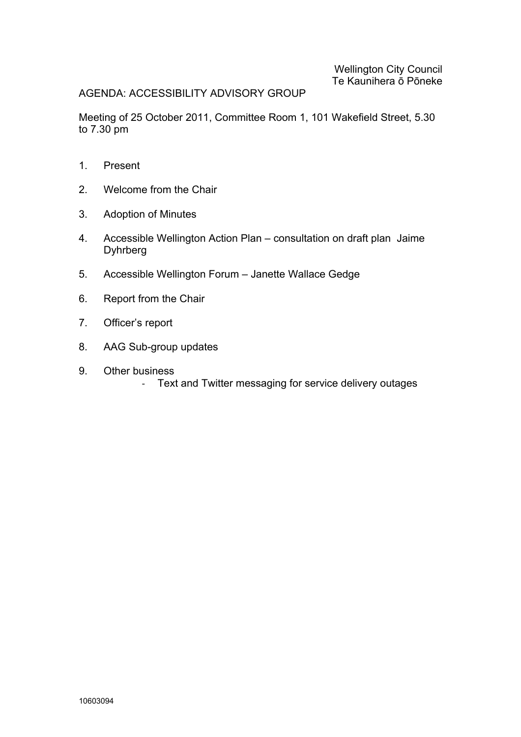Wellington City Council
Te Kaunihera ō Pōneke

AGENDA: ACCESSIBILITY ADVISORY GROUP

Meeting of 25 October 2011, Committee Room 1, 101 Wakefield Street, 5.30 to 7.30 pm

1. Present
2. Welcome from the Chair
3. Adoption of Minutes
4. Accessible Wellington Action Plan – consultation on draft plan Jaime Dyhrberg
5. Accessible Wellington Forum – Janette Wallace Gedge
6. Report from the Chair
7. Officer's report
8. AAG Sub-group updates
9. Other business
   - Text and Twitter messaging for service delivery outages

10603094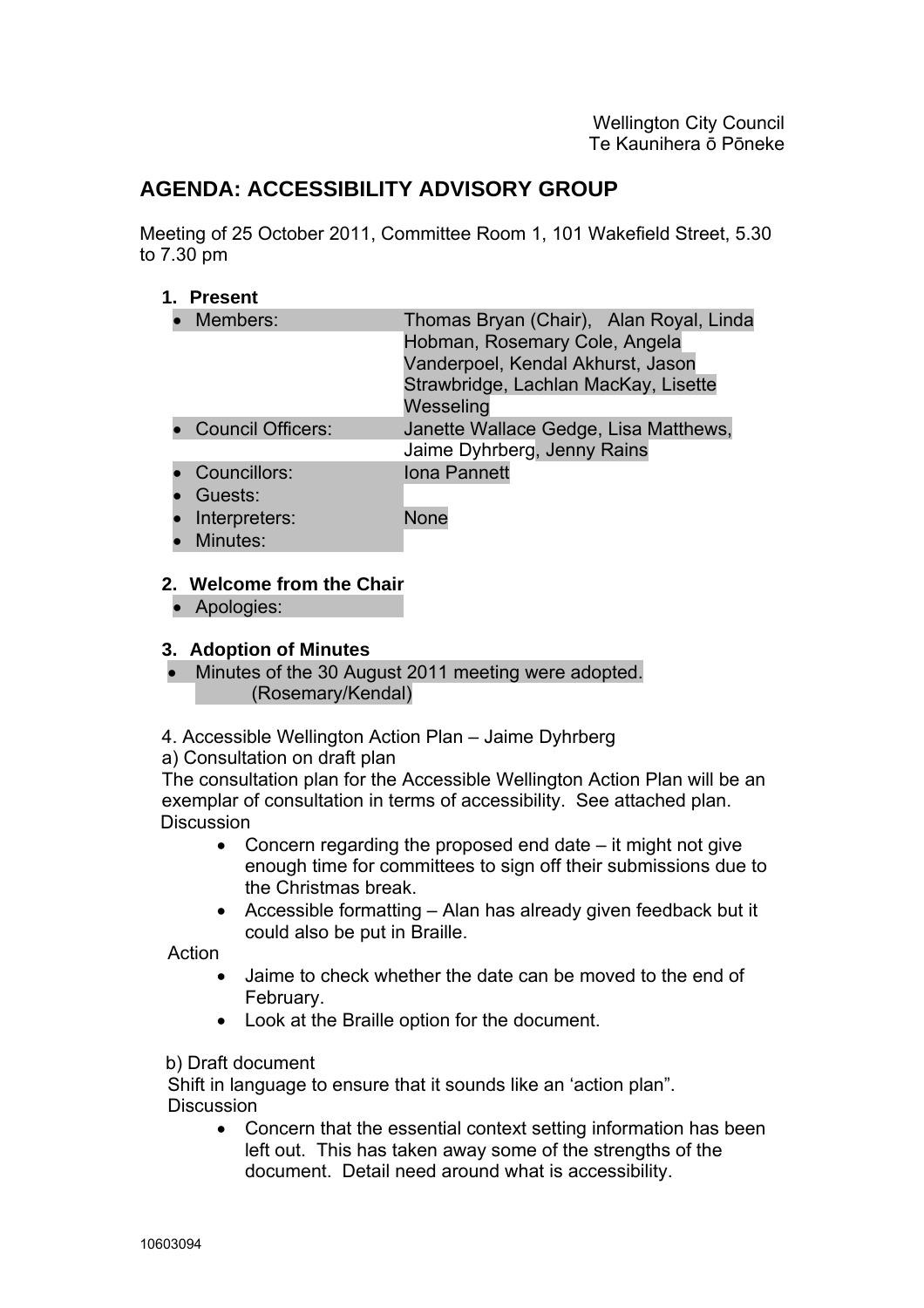Wellington City Council
Te Kaunihera ō Pōneke

# AGENDA: ACCESSIBILITY ADVISORY GROUP

Meeting of 25 October 2011, Committee Room 1, 101 Wakefield Street, 5.30 to 7.30 pm

## 1. Present

| | |
|---|---|
| • Members: | Thomas Bryan (Chair), Alan Royal, Linda Hobman, Rosemary Cole, Angela Vanderpoel, Kendal Akhurst, Jason Strawbridge, Lachlan MacKay, Lisette Wesseling |
| • Council Officers: | Janette Wallace Gedge, Lisa Matthews, Jaime Dyhrberg, Jenny Rains |
| • Councillors: | Iona Pannett |
| • Guests: | |
| • Interpreters: | None |
| • Minutes: | |

## 2. Welcome from the Chair

- Apologies:

## 3. Adoption of Minutes

- Minutes of the 30 August 2011 meeting were adopted. (Rosemary/Kendal)

4. Accessible Wellington Action Plan – Jaime Dyhrberg

a) Consultation on draft plan

The consultation plan for the Accessible Wellington Action Plan will be an exemplar of consultation in terms of accessibility. See attached plan.

Discussion

- Concern regarding the proposed end date – it might not give enough time for committees to sign off their submissions due to the Christmas break.
- Accessible formatting – Alan has already given feedback but it could also be put in Braille.

Action

- Jaime to check whether the date can be moved to the end of February.
- Look at the Braille option for the document.

b) Draft document

Shift in language to ensure that it sounds like an 'action plan".

Discussion

- Concern that the essential context setting information has been left out. This has taken away some of the strengths of the document. Detail need around what is accessibility.

10603094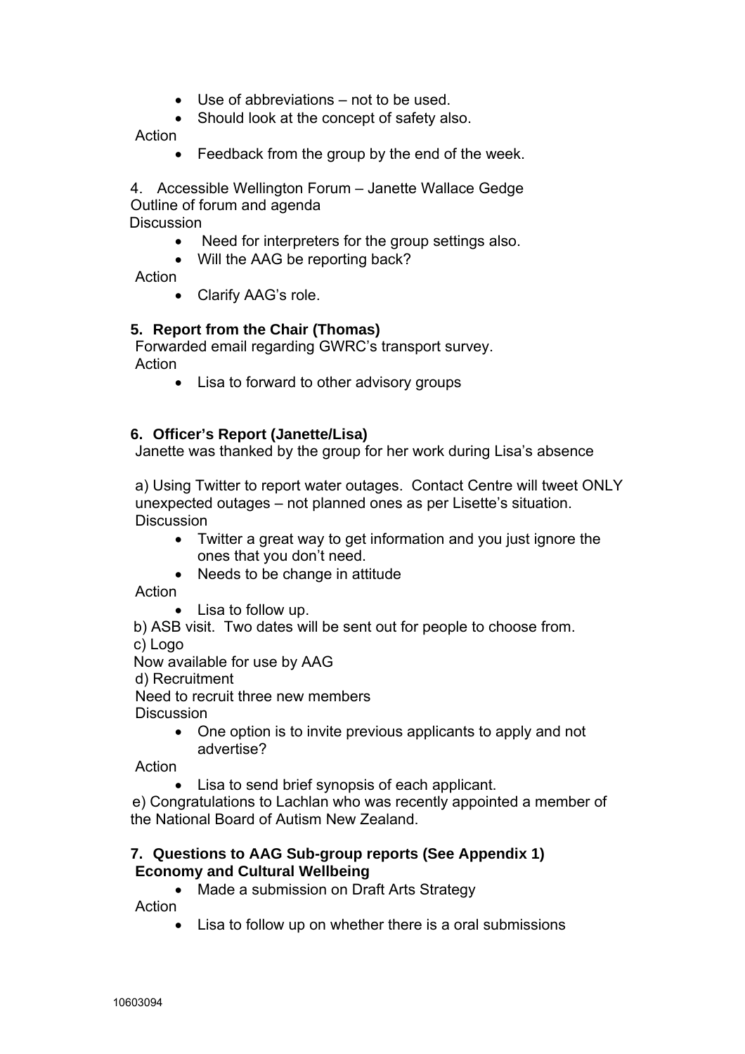- Use of abbreviations – not to be used.
- Should look at the concept of safety also.

Action

- Feedback from the group by the end of the week.

4. Accessible Wellington Forum – Janette Wallace Gedge

Outline of forum and agenda

Discussion

- Need for interpreters for the group settings also.
- Will the AAG be reporting back?

Action

- Clarify AAG's role.

**5. Report from the Chair (Thomas)**

Forwarded email regarding GWRC's transport survey.

Action

- Lisa to forward to other advisory groups

**6. Officer's Report (Janette/Lisa)**

Janette was thanked by the group for her work during Lisa's absence

a) Using Twitter to report water outages. Contact Centre will tweet ONLY unexpected outages – not planned ones as per Lisette's situation.

Discussion

- Twitter a great way to get information and you just ignore the ones that you don't need.
- Needs to be change in attitude

Action

- Lisa to follow up.

b) ASB visit. Two dates will be sent out for people to choose from.

c) Logo

Now available for use by AAG

d) Recruitment

Need to recruit three new members

Discussion

- One option is to invite previous applicants to apply and not advertise?

Action

- Lisa to send brief synopsis of each applicant.

e) Congratulations to Lachlan who was recently appointed a member of the National Board of Autism New Zealand.

**7. Questions to AAG Sub-group reports (See Appendix 1)**
**Economy and Cultural Wellbeing**

- Made a submission on Draft Arts Strategy

Action

- Lisa to follow up on whether there is a oral submissions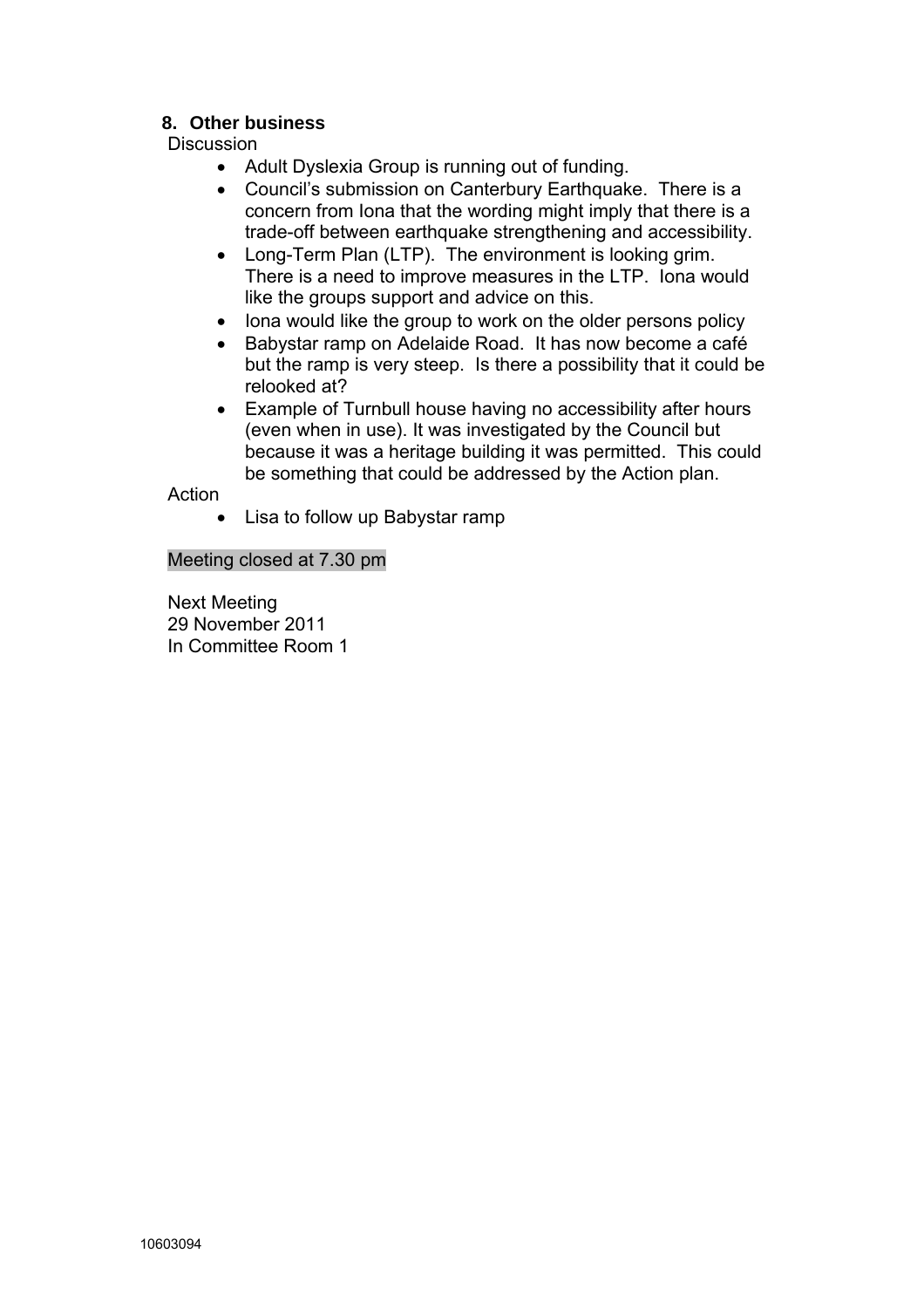## 8. Other business

Discussion

- Adult Dyslexia Group is running out of funding.
- Council's submission on Canterbury Earthquake. There is a concern from Iona that the wording might imply that there is a trade-off between earthquake strengthening and accessibility.
- Long-Term Plan (LTP). The environment is looking grim. There is a need to improve measures in the LTP. Iona would like the groups support and advice on this.
- Iona would like the group to work on the older persons policy
- Babystar ramp on Adelaide Road. It has now become a café but the ramp is very steep. Is there a possibility that it could be relooked at?
- Example of Turnbull house having no accessibility after hours (even when in use). It was investigated by the Council but because it was a heritage building it was permitted. This could be something that could be addressed by the Action plan.

Action

- Lisa to follow up Babystar ramp

Meeting closed at 7.30 pm

Next Meeting
29 November 2011
In Committee Room 1

10603094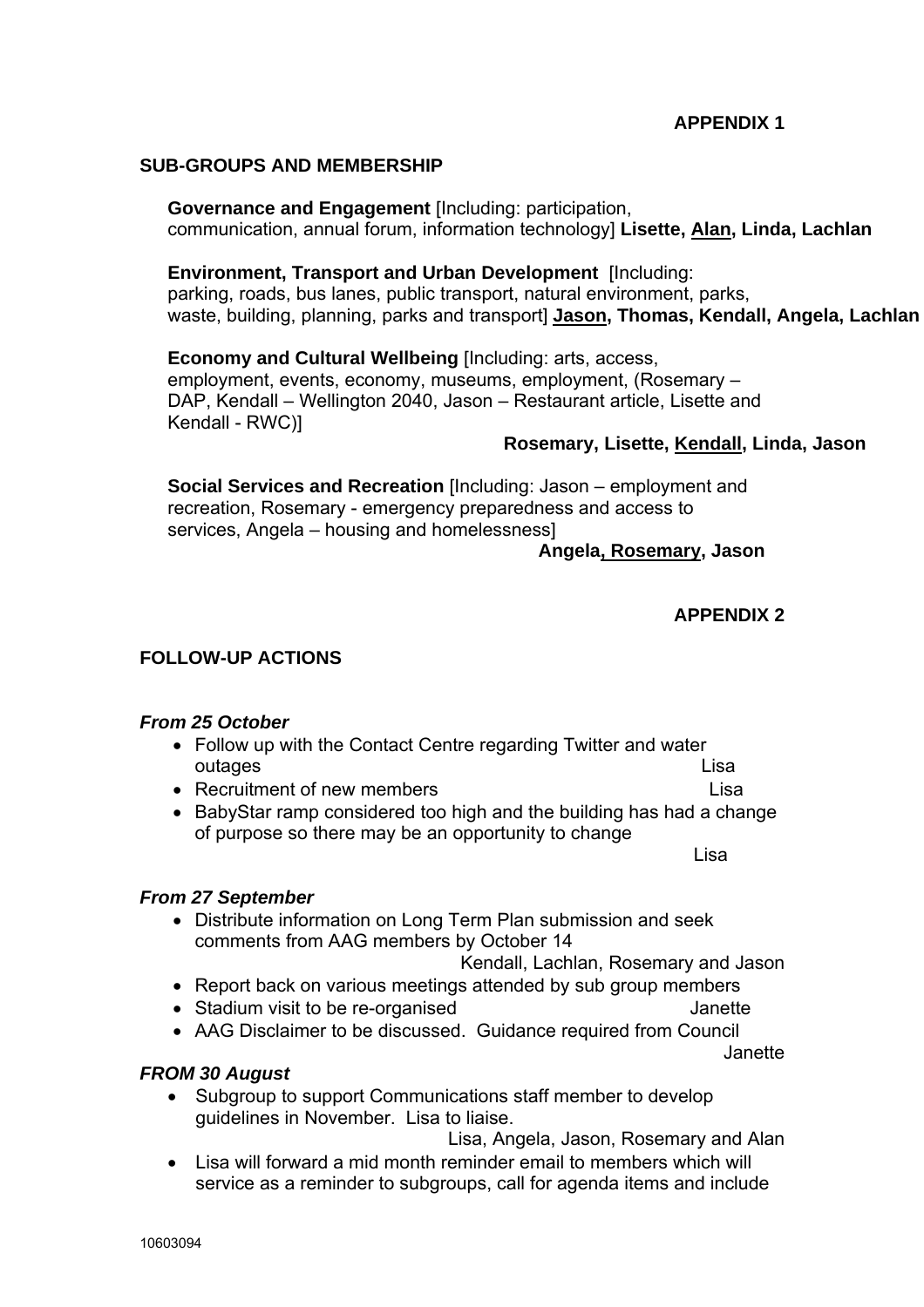**APPENDIX 1**

## SUB-GROUPS AND MEMBERSHIP

**Governance and Engagement** [Including: participation, communication, annual forum, information technology] **Lisette, <u>Alan</u>, Linda, Lachlan**

**Environment, Transport and Urban Development** [Including: parking, roads, bus lanes, public transport, natural environment, parks, waste, building, planning, parks and transport] **<u>Jason</u>, Thomas, Kendall, Angela, Lachlan**

**Economy and Cultural Wellbeing** [Including: arts, access, employment, events, economy, museums, employment, (Rosemary – DAP, Kendall – Wellington 2040, Jason – Restaurant article, Lisette and Kendall - RWC)]

**Rosemary, Lisette, <u>Kendall</u>, Linda, Jason**

**Social Services and Recreation** [Including: Jason – employment and recreation, Rosemary - emergency preparedness and access to services, Angela – housing and homelessness]

**Angela, <u>Rosemary</u>, Jason**

**APPENDIX 2**

## FOLLOW-UP ACTIONS

***From 25 October***

- Follow up with the Contact Centre regarding Twitter and water outages — Lisa
- Recruitment of new members — Lisa
- BabyStar ramp considered too high and the building has had a change of purpose so there may be an opportunity to change — Lisa

***From 27 September***

- Distribute information on Long Term Plan submission and seek comments from AAG members by October 14 — Kendall, Lachlan, Rosemary and Jason
- Report back on various meetings attended by sub group members
- Stadium visit to be re-organised — Janette
- AAG Disclaimer to be discussed. Guidance required from Council — Janette

***FROM 30 August***

- Subgroup to support Communications staff member to develop guidelines in November. Lisa to liaise. — Lisa, Angela, Jason, Rosemary and Alan
- Lisa will forward a mid month reminder email to members which will service as a reminder to subgroups, call for agenda items and include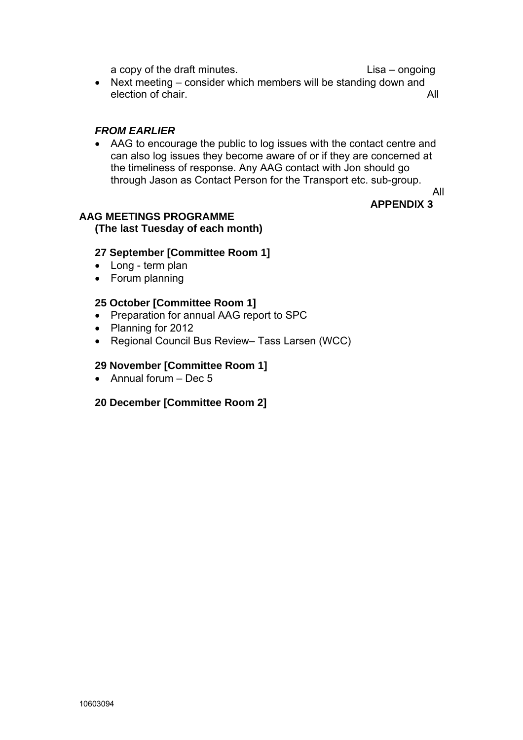a copy of the draft minutes. Lisa – ongoing

- Next meeting – consider which members will be standing down and election of chair. All

***FROM EARLIER***

- AAG to encourage the public to log issues with the contact centre and can also log issues they become aware of or if they are concerned at the timeliness of response. Any AAG contact with Jon should go through Jason as Contact Person for the Transport etc. sub-group. All

**APPENDIX 3**

**AAG MEETINGS PROGRAMME**
**(The last Tuesday of each month)**

**27 September [Committee Room 1]**

- Long - term plan
- Forum planning

**25 October [Committee Room 1]**

- Preparation for annual AAG report to SPC
- Planning for 2012
- Regional Council Bus Review– Tass Larsen (WCC)

**29 November [Committee Room 1]**

- Annual forum – Dec 5

**20 December [Committee Room 2]**

10603094